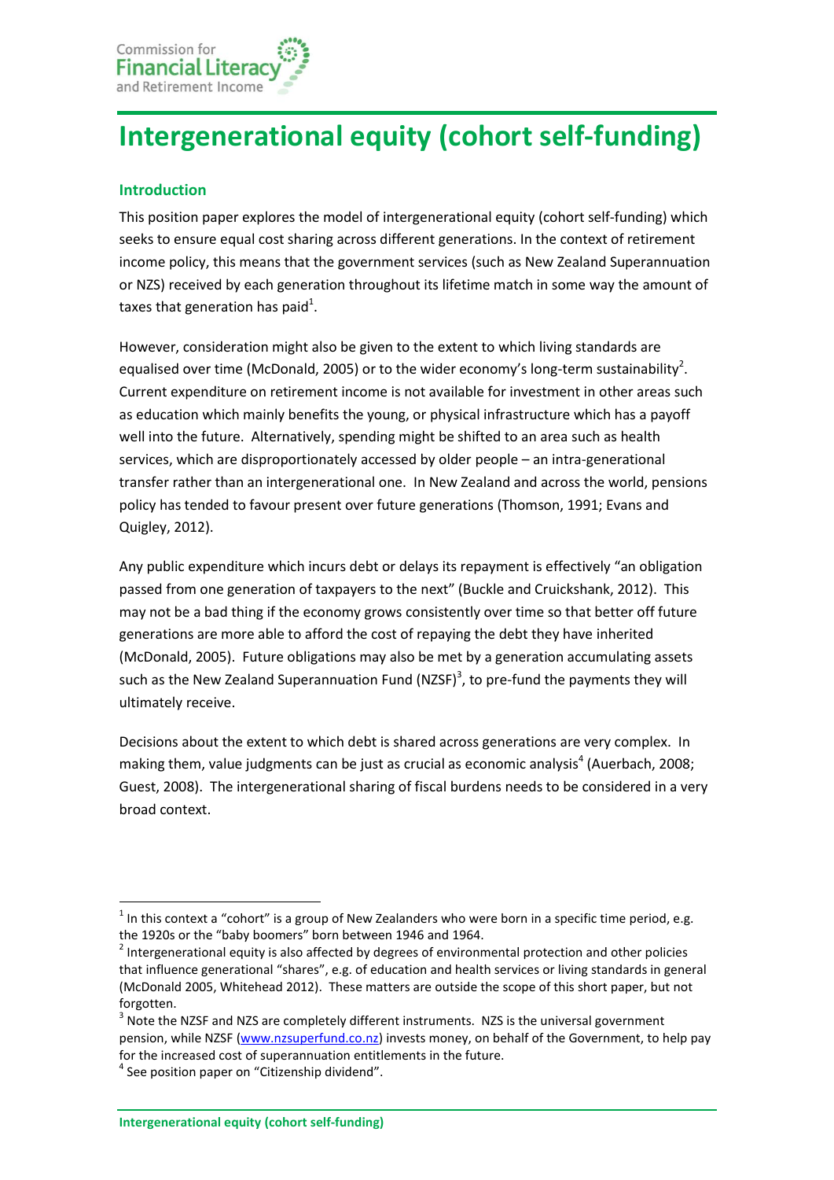Commission for Financial Literacy and Retirement Income

# Intergenerational equity (cohort self-funding)

## Introduction

This position paper explores the model of intergenerational equity (cohort self-funding) which seeks to ensure equal cost sharing across different generations. In the context of retirement income policy, this means that the government services (such as New Zealand Superannuation or NZS) received by each generation throughout its lifetime match in some way the amount of taxes that generation has paid[1].

However, consideration might also be given to the extent to which living standards are equalised over time (McDonald, 2005) or to the wider economy's long-term sustainability[2]. Current expenditure on retirement income is not available for investment in other areas such as education which mainly benefits the young, or physical infrastructure which has a payoff well into the future. Alternatively, spending might be shifted to an area such as health services, which are disproportionately accessed by older people – an intra-generational transfer rather than an intergenerational one. In New Zealand and across the world, pensions policy has tended to favour present over future generations (Thomson, 1991; Evans and Quigley, 2012).

Any public expenditure which incurs debt or delays its repayment is effectively "an obligation passed from one generation of taxpayers to the next" (Buckle and Cruickshank, 2012). This may not be a bad thing if the economy grows consistently over time so that better off future generations are more able to afford the cost of repaying the debt they have inherited (McDonald, 2005). Future obligations may also be met by a generation accumulating assets such as the New Zealand Superannuation Fund (NZSF)[3], to pre-fund the payments they will ultimately receive.

Decisions about the extent to which debt is shared across generations are very complex. In making them, value judgments can be just as crucial as economic analysis[4] (Auerbach, 2008; Guest, 2008). The intergenerational sharing of fiscal burdens needs to be considered in a very broad context.

---

[1] In this context a "cohort" is a group of New Zealanders who were born in a specific time period, e.g. the 1920s or the "baby boomers" born between 1946 and 1964.

[2] Intergenerational equity is also affected by degrees of environmental protection and other policies that influence generational "shares", e.g. of education and health services or living standards in general (McDonald 2005, Whitehead 2012). These matters are outside the scope of this short paper, but not forgotten.

[3] Note the NZSF and NZS are completely different instruments. NZS is the universal government pension, while NZSF (www.nzsuperfund.co.nz) invests money, on behalf of the Government, to help pay for the increased cost of superannuation entitlements in the future.

[4] See position paper on "Citizenship dividend".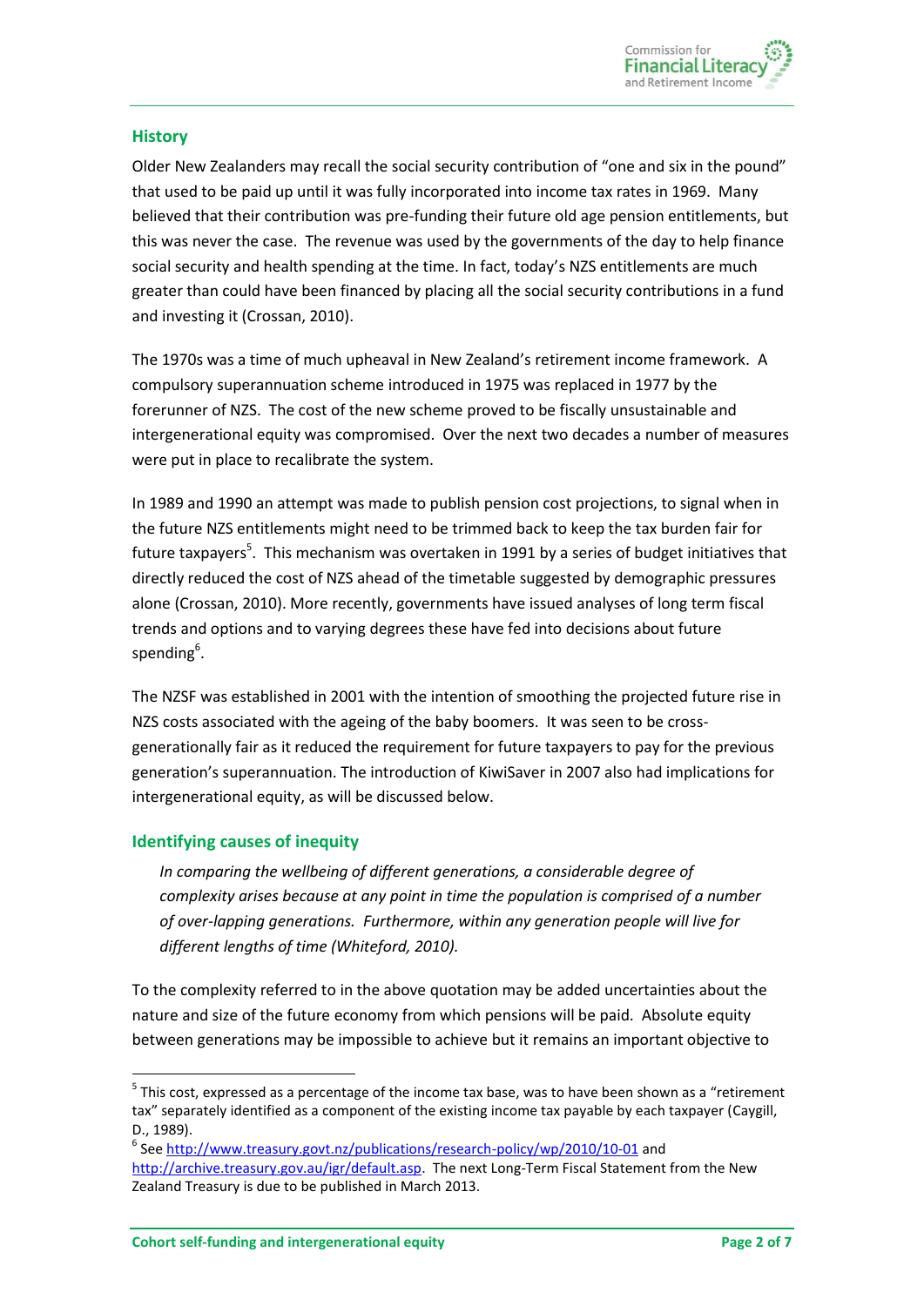## History

Older New Zealanders may recall the social security contribution of "one and six in the pound" that used to be paid up until it was fully incorporated into income tax rates in 1969. Many believed that their contribution was pre-funding their future old age pension entitlements, but this was never the case. The revenue was used by the governments of the day to help finance social security and health spending at the time. In fact, today's NZS entitlements are much greater than could have been financed by placing all the social security contributions in a fund and investing it (Crossan, 2010).

The 1970s was a time of much upheaval in New Zealand's retirement income framework. A compulsory superannuation scheme introduced in 1975 was replaced in 1977 by the forerunner of NZS. The cost of the new scheme proved to be fiscally unsustainable and intergenerational equity was compromised. Over the next two decades a number of measures were put in place to recalibrate the system.

In 1989 and 1990 an attempt was made to publish pension cost projections, to signal when in the future NZS entitlements might need to be trimmed back to keep the tax burden fair for future taxpayers[5]. This mechanism was overtaken in 1991 by a series of budget initiatives that directly reduced the cost of NZS ahead of the timetable suggested by demographic pressures alone (Crossan, 2010). More recently, governments have issued analyses of long term fiscal trends and options and to varying degrees these have fed into decisions about future spending[6].

The NZSF was established in 2001 with the intention of smoothing the projected future rise in NZS costs associated with the ageing of the baby boomers. It was seen to be cross-generationally fair as it reduced the requirement for future taxpayers to pay for the previous generation's superannuation. The introduction of KiwiSaver in 2007 also had implications for intergenerational equity, as will be discussed below.

## Identifying causes of inequity

> *In comparing the wellbeing of different generations, a considerable degree of complexity arises because at any point in time the population is comprised of a number of over-lapping generations. Furthermore, within any generation people will live for different lengths of time (Whiteford, 2010).*

To the complexity referred to in the above quotation may be added uncertainties about the nature and size of the future economy from which pensions will be paid. Absolute equity between generations may be impossible to achieve but it remains an important objective to

---

[5] This cost, expressed as a percentage of the income tax base, was to have been shown as a "retirement tax" separately identified as a component of the existing income tax payable by each taxpayer (Caygill, D., 1989).

[6] See http://www.treasury.govt.nz/publications/research-policy/wp/2010/10-01 and http://archive.treasury.gov.au/igr/default.asp. The next Long-Term Fiscal Statement from the New Zealand Treasury is due to be published in March 2013.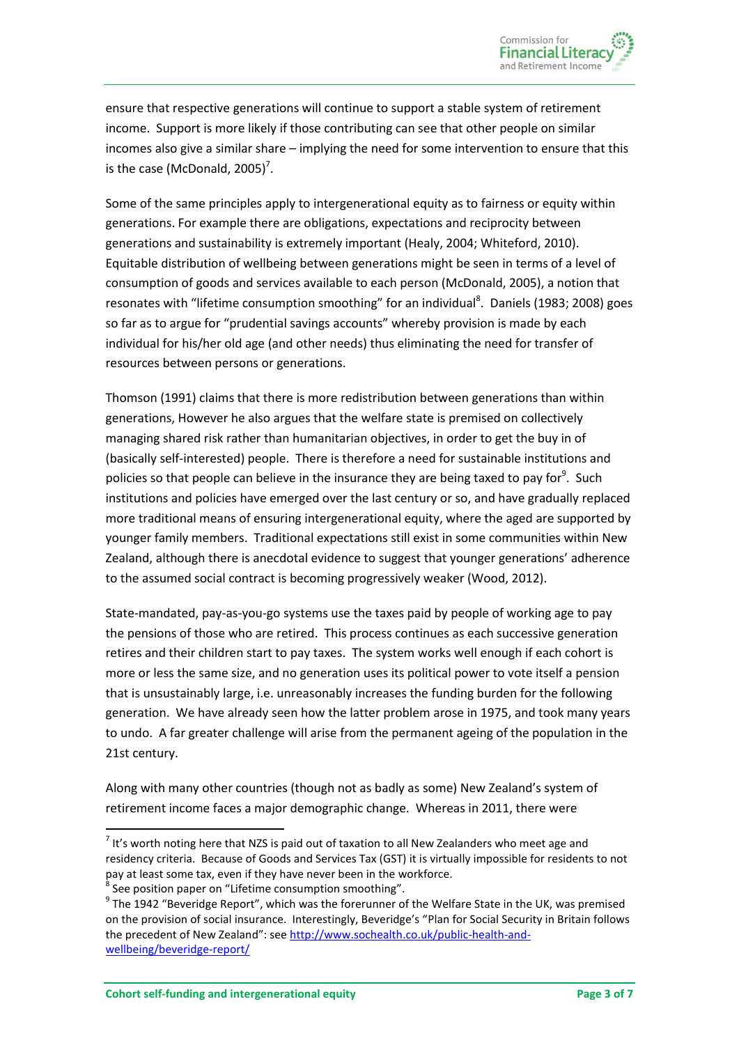ensure that respective generations will continue to support a stable system of retirement income. Support is more likely if those contributing can see that other people on similar incomes also give a similar share – implying the need for some intervention to ensure that this is the case (McDonald, 2005)[7].

Some of the same principles apply to intergenerational equity as to fairness or equity within generations. For example there are obligations, expectations and reciprocity between generations and sustainability is extremely important (Healy, 2004; Whiteford, 2010). Equitable distribution of wellbeing between generations might be seen in terms of a level of consumption of goods and services available to each person (McDonald, 2005), a notion that resonates with "lifetime consumption smoothing" for an individual[8]. Daniels (1983; 2008) goes so far as to argue for "prudential savings accounts" whereby provision is made by each individual for his/her old age (and other needs) thus eliminating the need for transfer of resources between persons or generations.

Thomson (1991) claims that there is more redistribution between generations than within generations, However he also argues that the welfare state is premised on collectively managing shared risk rather than humanitarian objectives, in order to get the buy in of (basically self-interested) people. There is therefore a need for sustainable institutions and policies so that people can believe in the insurance they are being taxed to pay for[9]. Such institutions and policies have emerged over the last century or so, and have gradually replaced more traditional means of ensuring intergenerational equity, where the aged are supported by younger family members. Traditional expectations still exist in some communities within New Zealand, although there is anecdotal evidence to suggest that younger generations' adherence to the assumed social contract is becoming progressively weaker (Wood, 2012).

State-mandated, pay-as-you-go systems use the taxes paid by people of working age to pay the pensions of those who are retired. This process continues as each successive generation retires and their children start to pay taxes. The system works well enough if each cohort is more or less the same size, and no generation uses its political power to vote itself a pension that is unsustainably large, i.e. unreasonably increases the funding burden for the following generation. We have already seen how the latter problem arose in 1975, and took many years to undo. A far greater challenge will arise from the permanent ageing of the population in the 21st century.

Along with many other countries (though not as badly as some) New Zealand's system of retirement income faces a major demographic change. Whereas in 2011, there were

---

[7] It's worth noting here that NZS is paid out of taxation to all New Zealanders who meet age and residency criteria. Because of Goods and Services Tax (GST) it is virtually impossible for residents to not pay at least some tax, even if they have never been in the workforce.

[8] See position paper on "Lifetime consumption smoothing".

[9] The 1942 "Beveridge Report", which was the forerunner of the Welfare State in the UK, was premised on the provision of social insurance. Interestingly, Beveridge's "Plan for Social Security in Britain follows the precedent of New Zealand": see http://www.sochealth.co.uk/public-health-and-wellbeing/beveridge-report/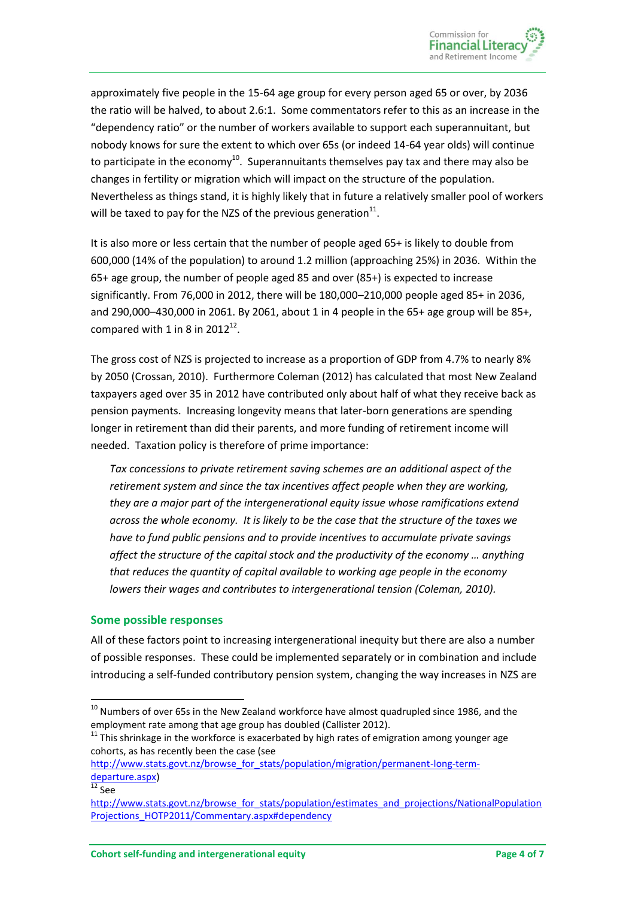approximately five people in the 15-64 age group for every person aged 65 or over, by 2036 the ratio will be halved, to about 2.6:1. Some commentators refer to this as an increase in the "dependency ratio" or the number of workers available to support each superannuitant, but nobody knows for sure the extent to which over 65s (or indeed 14-64 year olds) will continue to participate in the economy[10]. Superannuitants themselves pay tax and there may also be changes in fertility or migration which will impact on the structure of the population. Nevertheless as things stand, it is highly likely that in future a relatively smaller pool of workers will be taxed to pay for the NZS of the previous generation[11].

It is also more or less certain that the number of people aged 65+ is likely to double from 600,000 (14% of the population) to around 1.2 million (approaching 25%) in 2036. Within the 65+ age group, the number of people aged 85 and over (85+) is expected to increase significantly. From 76,000 in 2012, there will be 180,000–210,000 people aged 85+ in 2036, and 290,000–430,000 in 2061. By 2061, about 1 in 4 people in the 65+ age group will be 85+, compared with 1 in 8 in 2012[12].

The gross cost of NZS is projected to increase as a proportion of GDP from 4.7% to nearly 8% by 2050 (Crossan, 2010). Furthermore Coleman (2012) has calculated that most New Zealand taxpayers aged over 35 in 2012 have contributed only about half of what they receive back as pension payments. Increasing longevity means that later-born generations are spending longer in retirement than did their parents, and more funding of retirement income will needed. Taxation policy is therefore of prime importance:

> *Tax concessions to private retirement saving schemes are an additional aspect of the retirement system and since the tax incentives affect people when they are working, they are a major part of the intergenerational equity issue whose ramifications extend across the whole economy. It is likely to be the case that the structure of the taxes we have to fund public pensions and to provide incentives to accumulate private savings affect the structure of the capital stock and the productivity of the economy … anything that reduces the quantity of capital available to working age people in the economy lowers their wages and contributes to intergenerational tension (Coleman, 2010).*

## Some possible responses

All of these factors point to increasing intergenerational inequity but there are also a number of possible responses. These could be implemented separately or in combination and include introducing a self-funded contributory pension system, changing the way increases in NZS are

---

[10] Numbers of over 65s in the New Zealand workforce have almost quadrupled since 1986, and the employment rate among that age group has doubled (Callister 2012).

[11] This shrinkage in the workforce is exacerbated by high rates of emigration among younger age cohorts, as has recently been the case (see http://www.stats.govt.nz/browse_for_stats/population/migration/permanent-long-term-departure.aspx)

[12] See http://www.stats.govt.nz/browse_for_stats/population/estimates_and_projections/NationalPopulationProjections_HOTP2011/Commentary.aspx#dependency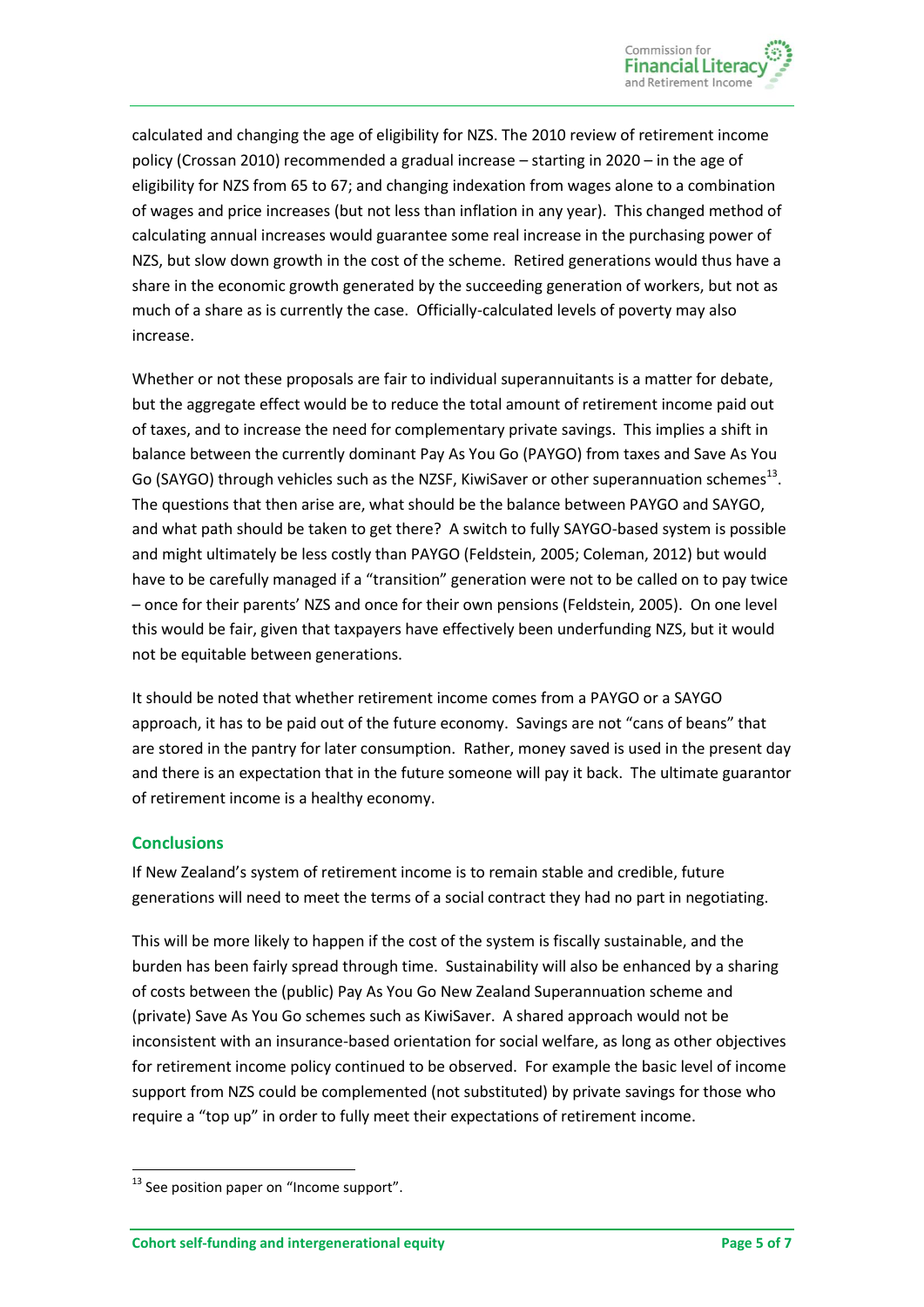calculated and changing the age of eligibility for NZS. The 2010 review of retirement income policy (Crossan 2010) recommended a gradual increase – starting in 2020 – in the age of eligibility for NZS from 65 to 67; and changing indexation from wages alone to a combination of wages and price increases (but not less than inflation in any year). This changed method of calculating annual increases would guarantee some real increase in the purchasing power of NZS, but slow down growth in the cost of the scheme. Retired generations would thus have a share in the economic growth generated by the succeeding generation of workers, but not as much of a share as is currently the case. Officially-calculated levels of poverty may also increase.

Whether or not these proposals are fair to individual superannuitants is a matter for debate, but the aggregate effect would be to reduce the total amount of retirement income paid out of taxes, and to increase the need for complementary private savings. This implies a shift in balance between the currently dominant Pay As You Go (PAYGO) from taxes and Save As You Go (SAYGO) through vehicles such as the NZSF, KiwiSaver or other superannuation schemes[13]. The questions that then arise are, what should be the balance between PAYGO and SAYGO, and what path should be taken to get there? A switch to fully SAYGO-based system is possible and might ultimately be less costly than PAYGO (Feldstein, 2005; Coleman, 2012) but would have to be carefully managed if a "transition" generation were not to be called on to pay twice – once for their parents' NZS and once for their own pensions (Feldstein, 2005). On one level this would be fair, given that taxpayers have effectively been underfunding NZS, but it would not be equitable between generations.

It should be noted that whether retirement income comes from a PAYGO or a SAYGO approach, it has to be paid out of the future economy. Savings are not "cans of beans" that are stored in the pantry for later consumption. Rather, money saved is used in the present day and there is an expectation that in the future someone will pay it back. The ultimate guarantor of retirement income is a healthy economy.

## Conclusions

If New Zealand's system of retirement income is to remain stable and credible, future generations will need to meet the terms of a social contract they had no part in negotiating.

This will be more likely to happen if the cost of the system is fiscally sustainable, and the burden has been fairly spread through time. Sustainability will also be enhanced by a sharing of costs between the (public) Pay As You Go New Zealand Superannuation scheme and (private) Save As You Go schemes such as KiwiSaver. A shared approach would not be inconsistent with an insurance-based orientation for social welfare, as long as other objectives for retirement income policy continued to be observed. For example the basic level of income support from NZS could be complemented (not substituted) by private savings for those who require a "top up" in order to fully meet their expectations of retirement income.

[13] See position paper on "Income support".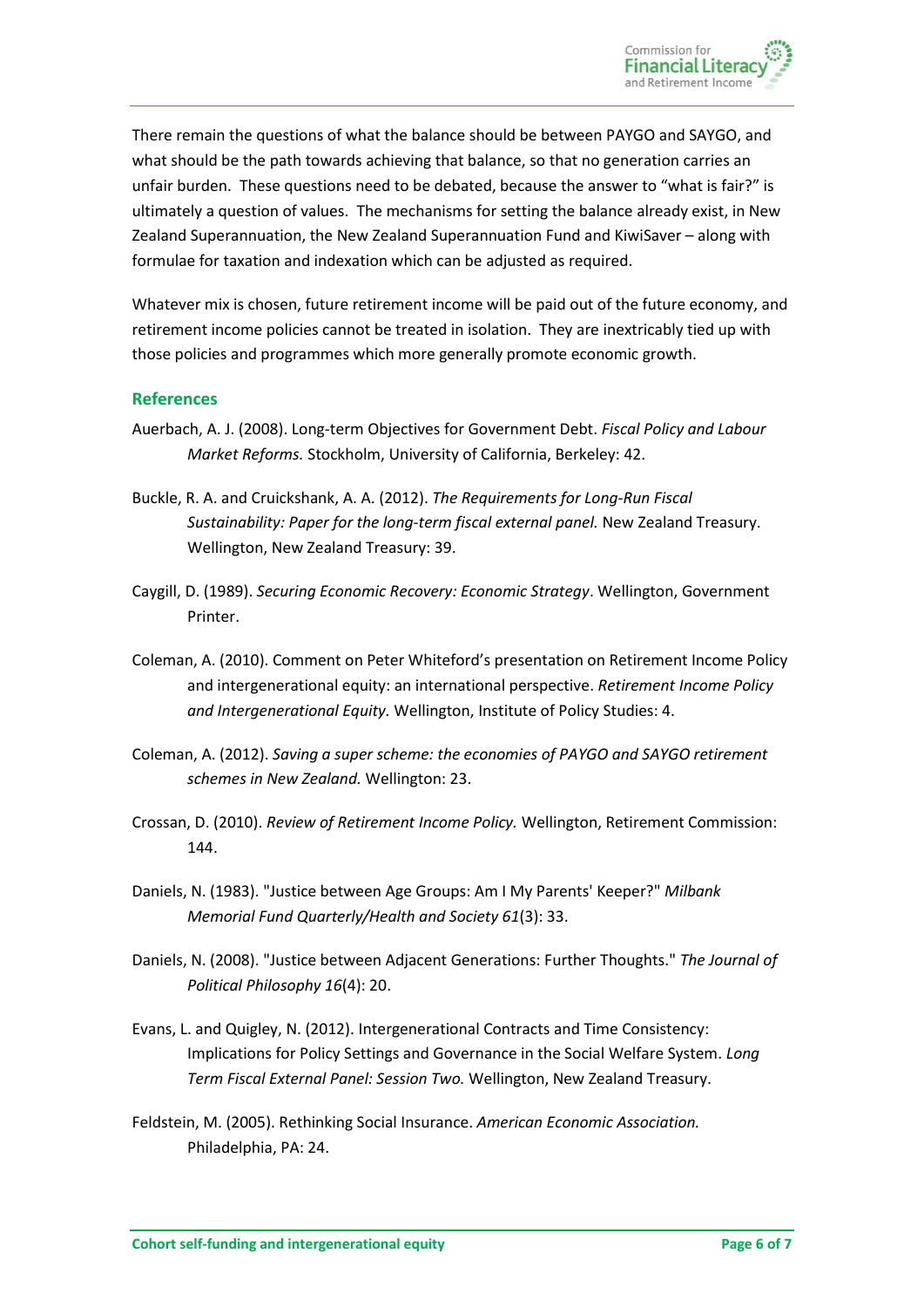There remain the questions of what the balance should be between PAYGO and SAYGO, and what should be the path towards achieving that balance, so that no generation carries an unfair burden. These questions need to be debated, because the answer to "what is fair?" is ultimately a question of values. The mechanisms for setting the balance already exist, in New Zealand Superannuation, the New Zealand Superannuation Fund and KiwiSaver – along with formulae for taxation and indexation which can be adjusted as required.

Whatever mix is chosen, future retirement income will be paid out of the future economy, and retirement income policies cannot be treated in isolation. They are inextricably tied up with those policies and programmes which more generally promote economic growth.

## References

Auerbach, A. J. (2008). Long-term Objectives for Government Debt. *Fiscal Policy and Labour Market Reforms.* Stockholm, University of California, Berkeley: 42.

Buckle, R. A. and Cruickshank, A. A. (2012). *The Requirements for Long-Run Fiscal Sustainability: Paper for the long-term fiscal external panel.* New Zealand Treasury. Wellington, New Zealand Treasury: 39.

Caygill, D. (1989). *Securing Economic Recovery: Economic Strategy*. Wellington, Government Printer.

Coleman, A. (2010). Comment on Peter Whiteford's presentation on Retirement Income Policy and intergenerational equity: an international perspective. *Retirement Income Policy and Intergenerational Equity.* Wellington, Institute of Policy Studies: 4.

Coleman, A. (2012). *Saving a super scheme: the economies of PAYGO and SAYGO retirement schemes in New Zealand.* Wellington: 23.

Crossan, D. (2010). *Review of Retirement Income Policy.* Wellington, Retirement Commission: 144.

Daniels, N. (1983). "Justice between Age Groups: Am I My Parents' Keeper?" *Milbank Memorial Fund Quarterly/Health and Society 61*(3): 33.

Daniels, N. (2008). "Justice between Adjacent Generations: Further Thoughts." *The Journal of Political Philosophy 16*(4): 20.

Evans, L. and Quigley, N. (2012). Intergenerational Contracts and Time Consistency: Implications for Policy Settings and Governance in the Social Welfare System. *Long Term Fiscal External Panel: Session Two.* Wellington, New Zealand Treasury.

Feldstein, M. (2005). Rethinking Social Insurance. *American Economic Association.* Philadelphia, PA: 24.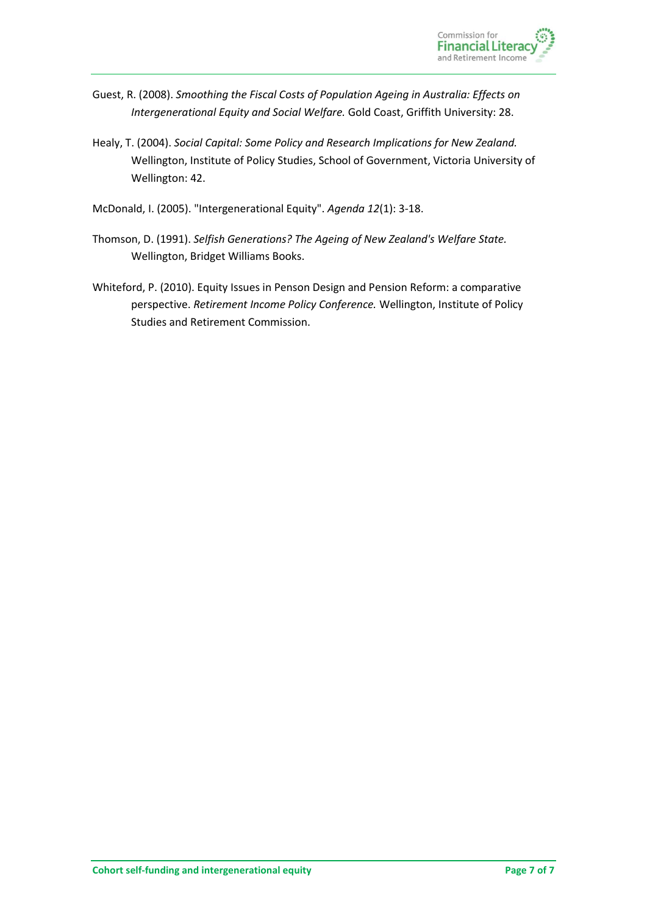Guest, R. (2008). *Smoothing the Fiscal Costs of Population Ageing in Australia: Effects on Intergenerational Equity and Social Welfare.* Gold Coast, Griffith University: 28.

Healy, T. (2004). *Social Capital: Some Policy and Research Implications for New Zealand.* Wellington, Institute of Policy Studies, School of Government, Victoria University of Wellington: 42.

McDonald, I. (2005). "Intergenerational Equity". *Agenda 12*(1): 3-18.

Thomson, D. (1991). *Selfish Generations? The Ageing of New Zealand's Welfare State.* Wellington, Bridget Williams Books.

Whiteford, P. (2010). Equity Issues in Penson Design and Pension Reform: a comparative perspective. *Retirement Income Policy Conference.* Wellington, Institute of Policy Studies and Retirement Commission.